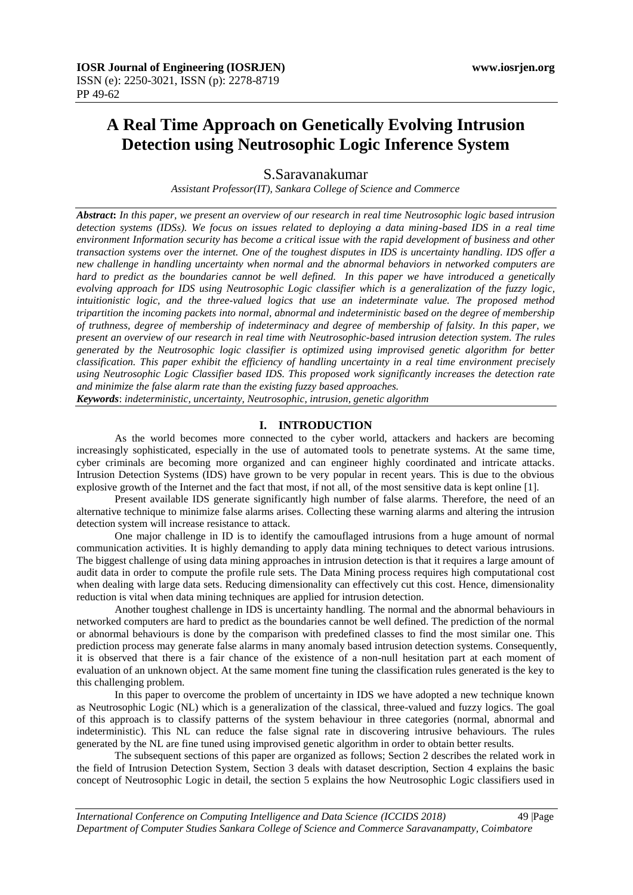# A Real Time Approach on Genetically Evolving Intrusion Detection using Neutrosophic Logic Inference System

S.Saravanakumar

*Assistant Professor(IT), Sankara College of Science and Commerce*

***Abstract*:** *In this paper, we present an overview of our research in real time Neutrosophic logic based intrusion detection systems (IDSs). We focus on issues related to deploying a data mining-based IDS in a real time environment Information security has become a critical issue with the rapid development of business and other transaction systems over the internet. One of the toughest disputes in IDS is uncertainty handling. IDS offer a new challenge in handling uncertainty when normal and the abnormal behaviors in networked computers are hard to predict as the boundaries cannot be well defined. In this paper we have introduced a genetically evolving approach for IDS using Neutrosophic Logic classifier which is a generalization of the fuzzy logic, intuitionistic logic, and the three-valued logics that use an indeterminate value. The proposed method tripartition the incoming packets into normal, abnormal and indeterministic based on the degree of membership of truthness, degree of membership of indeterminacy and degree of membership of falsity. In this paper, we present an overview of our research in real time with Neutrosophic-based intrusion detection system. The rules generated by the Neutrosophic logic classifier is optimized using improvised genetic algorithm for better classification. This paper exhibit the efficiency of handling uncertainty in a real time environment precisely using Neutrosophic Logic Classifier based IDS. This proposed work significantly increases the detection rate and minimize the false alarm rate than the existing fuzzy based approaches.*

***Keywords***: *indeterministic, uncertainty, Neutrosophic, intrusion, genetic algorithm*

## I. INTRODUCTION

As the world becomes more connected to the cyber world, attackers and hackers are becoming increasingly sophisticated, especially in the use of automated tools to penetrate systems. At the same time, cyber criminals are becoming more organized and can engineer highly coordinated and intricate attacks. Intrusion Detection Systems (IDS) have grown to be very popular in recent years. This is due to the obvious explosive growth of the Internet and the fact that most, if not all, of the most sensitive data is kept online [1].

Present available IDS generate significantly high number of false alarms. Therefore, the need of an alternative technique to minimize false alarms arises. Collecting these warning alarms and altering the intrusion detection system will increase resistance to attack.

One major challenge in ID is to identify the camouflaged intrusions from a huge amount of normal communication activities. It is highly demanding to apply data mining techniques to detect various intrusions. The biggest challenge of using data mining approaches in intrusion detection is that it requires a large amount of audit data in order to compute the profile rule sets. The Data Mining process requires high computational cost when dealing with large data sets. Reducing dimensionality can effectively cut this cost. Hence, dimensionality reduction is vital when data mining techniques are applied for intrusion detection.

Another toughest challenge in IDS is uncertainty handling. The normal and the abnormal behaviours in networked computers are hard to predict as the boundaries cannot be well defined. The prediction of the normal or abnormal behaviours is done by the comparison with predefined classes to find the most similar one. This prediction process may generate false alarms in many anomaly based intrusion detection systems. Consequently, it is observed that there is a fair chance of the existence of a non-null hesitation part at each moment of evaluation of an unknown object. At the same moment fine tuning the classification rules generated is the key to this challenging problem.

In this paper to overcome the problem of uncertainty in IDS we have adopted a new technique known as Neutrosophic Logic (NL) which is a generalization of the classical, three-valued and fuzzy logics. The goal of this approach is to classify patterns of the system behaviour in three categories (normal, abnormal and indeterministic). This NL can reduce the false signal rate in discovering intrusive behaviours. The rules generated by the NL are fine tuned using improvised genetic algorithm in order to obtain better results.

The subsequent sections of this paper are organized as follows; Section 2 describes the related work in the field of Intrusion Detection System, Section 3 deals with dataset description, Section 4 explains the basic concept of Neutrosophic Logic in detail, the section 5 explains the how Neutrosophic Logic classifiers used in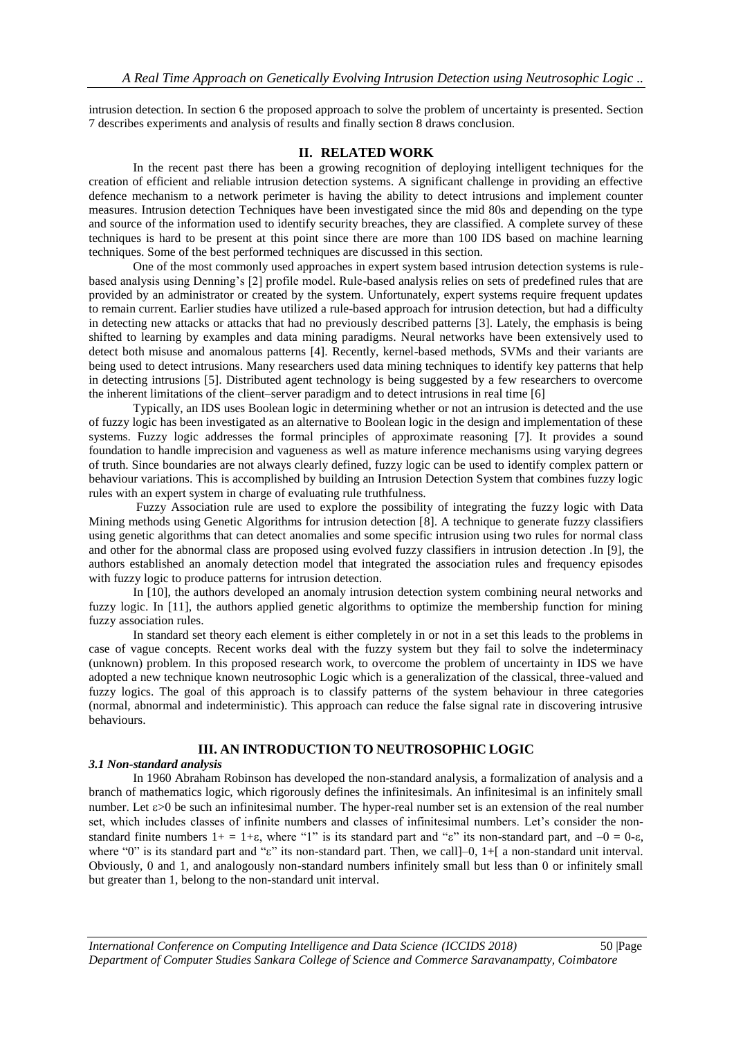intrusion detection. In section 6 the proposed approach to solve the problem of uncertainty is presented. Section 7 describes experiments and analysis of results and finally section 8 draws conclusion.

## II. RELATED WORK

In the recent past there has been a growing recognition of deploying intelligent techniques for the creation of efficient and reliable intrusion detection systems. A significant challenge in providing an effective defence mechanism to a network perimeter is having the ability to detect intrusions and implement counter measures. Intrusion detection Techniques have been investigated since the mid 80s and depending on the type and source of the information used to identify security breaches, they are classified. A complete survey of these techniques is hard to be present at this point since there are more than 100 IDS based on machine learning techniques. Some of the best performed techniques are discussed in this section.

One of the most commonly used approaches in expert system based intrusion detection systems is rule-based analysis using Denning's [2] profile model. Rule-based analysis relies on sets of predefined rules that are provided by an administrator or created by the system. Unfortunately, expert systems require frequent updates to remain current. Earlier studies have utilized a rule-based approach for intrusion detection, but had a difficulty in detecting new attacks or attacks that had no previously described patterns [3]. Lately, the emphasis is being shifted to learning by examples and data mining paradigms. Neural networks have been extensively used to detect both misuse and anomalous patterns [4]. Recently, kernel-based methods, SVMs and their variants are being used to detect intrusions. Many researchers used data mining techniques to identify key patterns that help in detecting intrusions [5]. Distributed agent technology is being suggested by a few researchers to overcome the inherent limitations of the client–server paradigm and to detect intrusions in real time [6]

Typically, an IDS uses Boolean logic in determining whether or not an intrusion is detected and the use of fuzzy logic has been investigated as an alternative to Boolean logic in the design and implementation of these systems. Fuzzy logic addresses the formal principles of approximate reasoning [7]. It provides a sound foundation to handle imprecision and vagueness as well as mature inference mechanisms using varying degrees of truth. Since boundaries are not always clearly defined, fuzzy logic can be used to identify complex pattern or behaviour variations. This is accomplished by building an Intrusion Detection System that combines fuzzy logic rules with an expert system in charge of evaluating rule truthfulness.

Fuzzy Association rule are used to explore the possibility of integrating the fuzzy logic with Data Mining methods using Genetic Algorithms for intrusion detection [8]. A technique to generate fuzzy classifiers using genetic algorithms that can detect anomalies and some specific intrusion using two rules for normal class and other for the abnormal class are proposed using evolved fuzzy classifiers in intrusion detection .In [9], the authors established an anomaly detection model that integrated the association rules and frequency episodes with fuzzy logic to produce patterns for intrusion detection.

In [10], the authors developed an anomaly intrusion detection system combining neural networks and fuzzy logic. In [11], the authors applied genetic algorithms to optimize the membership function for mining fuzzy association rules.

In standard set theory each element is either completely in or not in a set this leads to the problems in case of vague concepts. Recent works deal with the fuzzy system but they fail to solve the indeterminacy (unknown) problem. In this proposed research work, to overcome the problem of uncertainty in IDS we have adopted a new technique known neutrosophic Logic which is a generalization of the classical, three-valued and fuzzy logics. The goal of this approach is to classify patterns of the system behaviour in three categories (normal, abnormal and indeterministic). This approach can reduce the false signal rate in discovering intrusive behaviours.

## III. AN INTRODUCTION TO NEUTROSOPHIC LOGIC

### *3.1 Non-standard analysis*

In 1960 Abraham Robinson has developed the non-standard analysis, a formalization of analysis and a branch of mathematics logic, which rigorously defines the infinitesimals. An infinitesimal is an infinitely small number. Let $\varepsilon>0$ be such an infinitesimal number. The hyper-real number set is an extension of the real number set, which includes classes of infinite numbers and classes of infinitesimal numbers. Let's consider the non-standard finite numbers $1^+ = 1+\varepsilon$, where "1" is its standard part and "$\varepsilon$" its non-standard part, and $^-0 = 0-\varepsilon$, where "0" is its standard part and "$\varepsilon$" its non-standard part. Then, we call $]^-0, 1^+[$ a non-standard unit interval. Obviously, 0 and 1, and analogously non-standard numbers infinitely small but less than 0 or infinitely small but greater than 1, belong to the non-standard unit interval.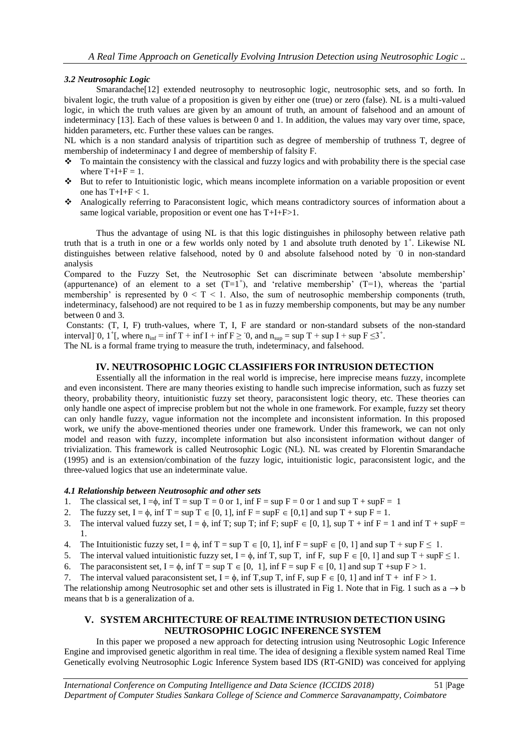### *3.2 Neutrosophic Logic*

Smarandache[12] extended neutrosophy to neutrosophic logic, neutrosophic sets, and so forth. In bivalent logic, the truth value of a proposition is given by either one (true) or zero (false). NL is a multi-valued logic, in which the truth values are given by an amount of truth, an amount of falsehood and an amount of indeterminacy [13]. Each of these values is between 0 and 1. In addition, the values may vary over time, space, hidden parameters, etc. Further these values can be ranges.

NL which is a non standard analysis of tripartition such as degree of membership of truthness T, degree of membership of indeterminacy I and degree of membership of falsity F.

- To maintain the consistency with the classical and fuzzy logics and with probability there is the special case where $T+I+F = 1$.
- But to refer to Intuitionistic logic, which means incomplete information on a variable proposition or event one has $T+I+F < 1$.
- Analogically referring to Paraconsistent logic, which means contradictory sources of information about a same logical variable, proposition or event one has $T+I+F>1$.

Thus the advantage of using NL is that this logic distinguishes in philosophy between relative path truth that is a truth in one or a few worlds only noted by 1 and absolute truth denoted by $1^+$. Likewise NL distinguishes between relative falsehood, noted by 0 and absolute falsehood noted by $^-0$ in non-standard analysis

Compared to the Fuzzy Set, the Neutrosophic Set can discriminate between 'absolute membership' (appurtenance) of an element to a set ($T=1^+$), and 'relative membership' ($T=1$), whereas the 'partial membership' is represented by $0 < T < 1$. Also, the sum of neutrosophic membership components (truth, indeterminacy, falsehood) are not required to be 1 as in fuzzy membership components, but may be any number between 0 and 3.

Constants: (T, I, F) truth-values, where T, I, F are standard or non-standard subsets of the non-standard interval$]^-0, 1^+[$, where $n_{inf} = \inf T + \inf I + \inf F \geq {}^-0$, and $n_{sup} = \sup T + \sup I + \sup F \leq 3^+$.

The NL is a formal frame trying to measure the truth, indeterminacy, and falsehood.

## IV. NEUTROSOPHIC LOGIC CLASSIFIERS FOR INTRUSION DETECTION

Essentially all the information in the real world is imprecise, here imprecise means fuzzy, incomplete and even inconsistent. There are many theories existing to handle such imprecise information, such as fuzzy set theory, probability theory, intuitionistic fuzzy set theory, paraconsistent logic theory, etc. These theories can only handle one aspect of imprecise problem but not the whole in one framework. For example, fuzzy set theory can only handle fuzzy, vague information not the incomplete and inconsistent information. In this proposed work, we unify the above-mentioned theories under one framework. Under this framework, we can not only model and reason with fuzzy, incomplete information but also inconsistent information without danger of trivialization. This framework is called Neutrosophic Logic (NL). NL was created by Florentin Smarandache (1995) and is an extension/combination of the fuzzy logic, intuitionistic logic, paraconsistent logic, and the three-valued logics that use an indeterminate value.

### *4.1 Relationship between Neutrosophic and other sets*

1. The classical set, $I = \phi$, $\inf T = \sup T = 0$ or 1, $\inf F = \sup F = 0$ or 1 and $\sup T + \sup F = 1$
2. The fuzzy set, $I = \phi$, $\inf T = \sup T \in [0, 1]$, $\inf F = \sup F \in [0,1]$ and $\sup T + \sup F = 1$.
3. The interval valued fuzzy set, $I = \phi$, $\inf T$; $\sup T$; $\inf F$; $\sup F \in [0, 1]$, $\sup T + \inf F = 1$ and $\inf T + \sup F = 1$.
4. The Intuitionistic fuzzy set, $I = \phi$, $\inf T = \sup T \in [0, 1]$, $\inf F = \sup F \in [0, 1]$ and $\sup T + \sup F \leq 1$.
5. The interval valued intuitionistic fuzzy set, $I = \phi$, $\inf T$, $\sup T$, $\inf F$, $\sup F \in [0, 1]$ and $\sup T + \sup F \leq 1$.
6. The paraconsistent set, $I = \phi$, $\inf T = \sup T \in [0, 1]$, $\inf F = \sup F \in [0, 1]$ and $\sup T + \sup F > 1$.
7. The interval valued paraconsistent set, $I = \phi$, $\inf T, \sup T$, $\inf F$, $\sup F \in [0, 1]$ and $\inf T + \inf F > 1$.

The relationship among Neutrosophic set and other sets is illustrated in Fig 1. Note that in Fig. 1 such as $a \rightarrow b$ means that b is a generalization of a.

## V. SYSTEM ARCHITECTURE OF REALTIME INTRUSION DETECTION USING NEUTROSOPHIC LOGIC INFERENCE SYSTEM

In this paper we proposed a new approach for detecting intrusion using Neutrosophic Logic Inference Engine and improvised genetic algorithm in real time. The idea of designing a flexible system named Real Time Genetically evolving Neutrosophic Logic Inference System based IDS (RT-GNID) was conceived for applying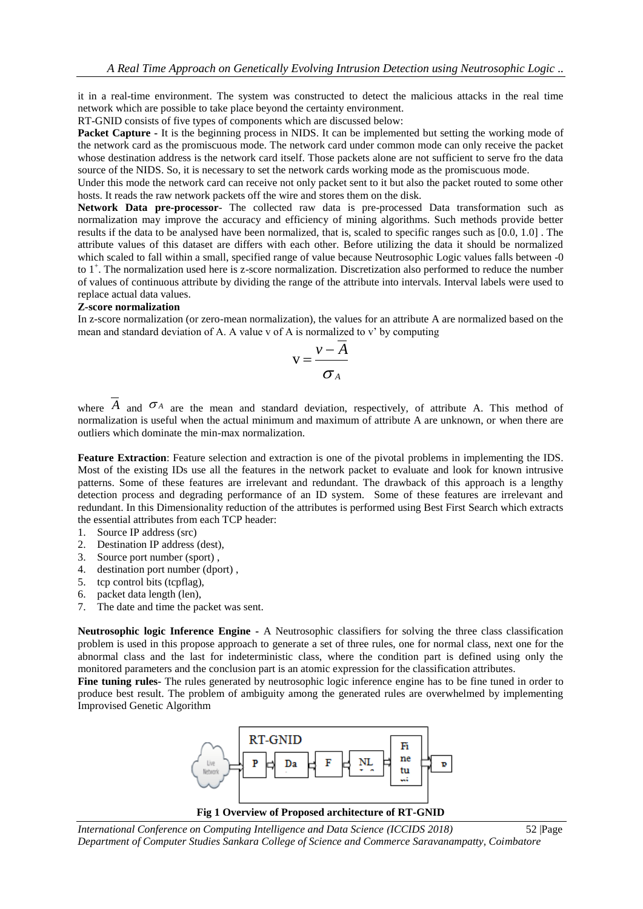it in a real-time environment. The system was constructed to detect the malicious attacks in the real time network which are possible to take place beyond the certainty environment.

RT-GNID consists of five types of components which are discussed below:

**Packet Capture -** It is the beginning process in NIDS. It can be implemented but setting the working mode of the network card as the promiscuous mode. The network card under common mode can only receive the packet whose destination address is the network card itself. Those packets alone are not sufficient to serve fro the data source of the NIDS. So, it is necessary to set the network cards working mode as the promiscuous mode.

Under this mode the network card can receive not only packet sent to it but also the packet routed to some other hosts. It reads the raw network packets off the wire and stores them on the disk.

**Network Data pre-processor**- The collected raw data is pre-processed Data transformation such as normalization may improve the accuracy and efficiency of mining algorithms. Such methods provide better results if the data to be analysed have been normalized, that is, scaled to specific ranges such as [0.0, 1.0] . The attribute values of this dataset are differs with each other. Before utilizing the data it should be normalized which scaled to fall within a small, specified range of value because Neutrosophic Logic values falls between $^-0$ to $1^+$. The normalization used here is z-score normalization. Discretization also performed to reduce the number of values of continuous attribute by dividing the range of the attribute into intervals. Interval labels were used to replace actual data values.

**Z-score normalization**

In z-score normalization (or zero-mean normalization), the values for an attribute A are normalized based on the mean and standard deviation of A. A value v of A is normalized to v' by computing

$$\mathrm{v} = \frac{v - \overline{A}}{\sigma_A}$$

where $\overline{A}$ and $\sigma_A$ are the mean and standard deviation, respectively, of attribute A. This method of normalization is useful when the actual minimum and maximum of attribute A are unknown, or when there are outliers which dominate the min-max normalization.

**Feature Extraction**: Feature selection and extraction is one of the pivotal problems in implementing the IDS. Most of the existing IDs use all the features in the network packet to evaluate and look for known intrusive patterns. Some of these features are irrelevant and redundant. The drawback of this approach is a lengthy detection process and degrading performance of an ID system. Some of these features are irrelevant and redundant. In this Dimensionality reduction of the attributes is performed using Best First Search which extracts the essential attributes from each TCP header:

1. Source IP address (src)
2. Destination IP address (dest),
3. Source port number (sport) ,
4. destination port number (dport) ,
5. tcp control bits (tcpflag),
6. packet data length (len),
7. The date and time the packet was sent.

**Neutrosophic logic Inference Engine -** A Neutrosophic classifiers for solving the three class classification problem is used in this propose approach to generate a set of three rules, one for normal class, next one for the abnormal class and the last for indeterministic class, where the condition part is defined using only the monitored parameters and the conclusion part is an atomic expression for the classification attributes.

**Fine tuning rules-** The rules generated by neutrosophic logic inference engine has to be fine tuned in order to produce best result. The problem of ambiguity among the generated rules are overwhelmed by implementing Improvised Genetic Algorithm

**Fig 1 Overview of Proposed architecture of RT-GNID**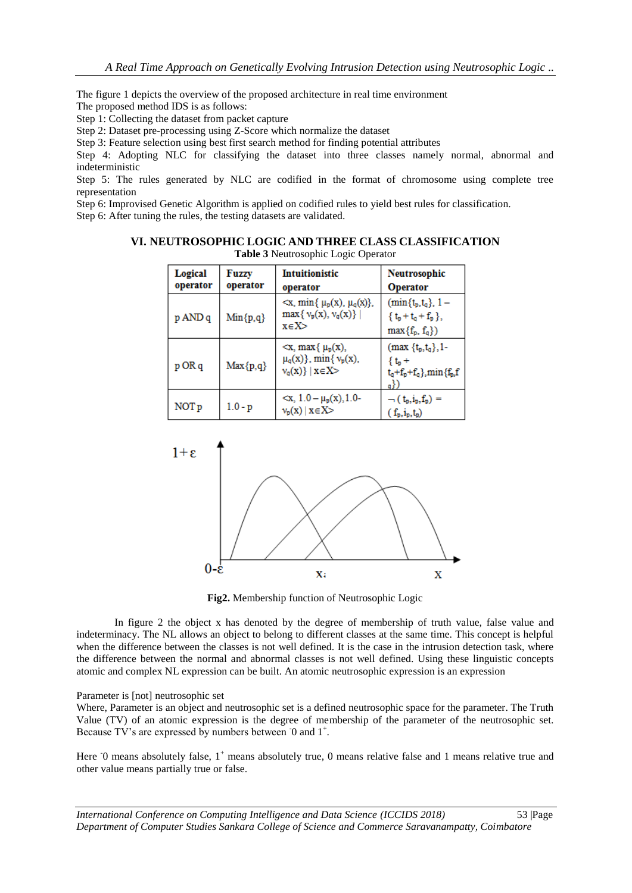The figure 1 depicts the overview of the proposed architecture in real time environment

The proposed method IDS is as follows:

Step 1: Collecting the dataset from packet capture

Step 2: Dataset pre-processing using Z-Score which normalize the dataset

Step 3: Feature selection using best first search method for finding potential attributes

Step 4: Adopting NLC for classifying the dataset into three classes namely normal, abnormal and indeterministic

Step 5: The rules generated by NLC are codified in the format of chromosome using complete tree representation

Step 6: Improvised Genetic Algorithm is applied on codified rules to yield best rules for classification.

Step 6: After tuning the rules, the testing datasets are validated.

## VI. NEUTROSOPHIC LOGIC AND THREE CLASS CLASSIFICATION

**Table 3** Neutrosophic Logic Operator

| Logical operator | Fuzzy operator | Intuitionistic operator | Neutrosophic Operator |
|---|---|---|---|
| p AND q | Min{p,q} | $<x, \min\{\mu_p(x), \mu_q(x)\}, \max\{\nu_p(x), \nu_q(x)\} \mid x \in X>$ | $(\min\{t_p,t_q\}, 1 - \{t_p + t_q + f_p\}, \max\{f_p, f_q\})$ |
| p OR q | Max{p,q} | $<x, \max\{\mu_p(x), \mu_q(x)\}, \min\{\nu_p(x), \nu_q(x)\} \mid x \in X>$ | $(\max\{t_p,t_q\}, 1 - \{t_p + t_q + f_p + f_q\}, \min\{f_p, f_q\})$ |
| NOT p | 1.0 - p | $<x, 1.0 - \mu_p(x), 1.0 - \nu_p(x) \mid x \in X>$ | $\neg(t_p, i_p, f_p) = (f_p, i_p, t_p)$ |

**Fig2.** Membership function of Neutrosophic Logic

In figure 2 the object x has denoted by the degree of membership of truth value, false value and indeterminacy. The NL allows an object to belong to different classes at the same time. This concept is helpful when the difference between the classes is not well defined. It is the case in the intrusion detection task, where the difference between the normal and abnormal classes is not well defined. Using these linguistic concepts atomic and complex NL expression can be built. An atomic neutrosophic expression is an expression

Parameter is [not] neutrosophic set

Where, Parameter is an object and neutrosophic set is a defined neutrosophic space for the parameter. The Truth Value (TV) of an atomic expression is the degree of membership of the parameter of the neutrosophic set. Because TV's are expressed by numbers between $^{-}0$ and $1^{+}$.

Here $^{-}0$ means absolutely false, $1^{+}$ means absolutely true, 0 means relative false and 1 means relative true and other value means partially true or false.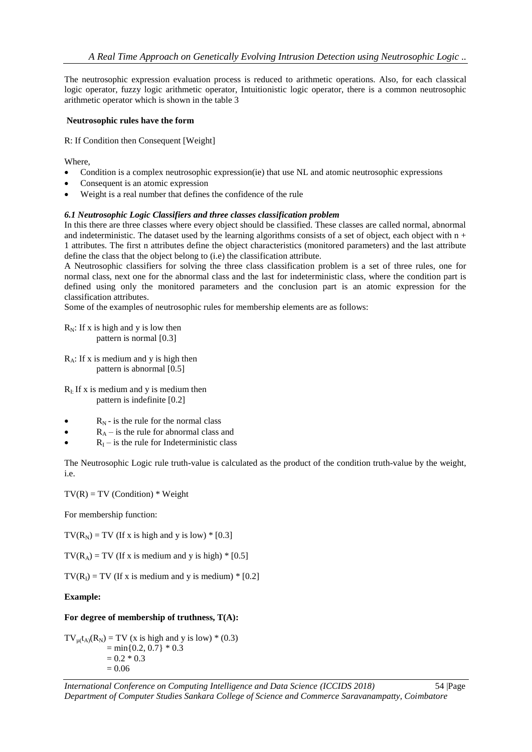The neutrosophic expression evaluation process is reduced to arithmetic operations. Also, for each classical logic operator, fuzzy logic arithmetic operator, Intuitionistic logic operator, there is a common neutrosophic arithmetic operator which is shown in the table 3

**Neutrosophic rules have the form**

R: If Condition then Consequent [Weight]

Where,

- Condition is a complex neutrosophic expression(ie) that use NL and atomic neutrosophic expressions
- Consequent is an atomic expression
- Weight is a real number that defines the confidence of the rule

### *6.1 Neutrosophic Logic Classifiers and three classes classification problem*

In this there are three classes where every object should be classified. These classes are called normal, abnormal and indeterministic. The dataset used by the learning algorithms consists of a set of object, each object with n + 1 attributes. The first n attributes define the object characteristics (monitored parameters) and the last attribute define the class that the object belong to (i.e) the classification attribute.

A Neutrosophic classifiers for solving the three class classification problem is a set of three rules, one for normal class, next one for the abnormal class and the last for indeterministic class, where the condition part is defined using only the monitored parameters and the conclusion part is an atomic expression for the classification attributes.

Some of the examples of neutrosophic rules for membership elements are as follows:

$R_N$: If x is high and y is low then
pattern is normal [0.3]

$R_A$: If x is medium and y is high then
pattern is abnormal [0.5]

$R_I$: If x is medium and y is medium then
pattern is indefinite [0.2]

- $R_N$ - is the rule for the normal class
- $R_A$ – is the rule for abnormal class and
- $R_I$ – is the rule for Indeterministic class

The Neutrosophic Logic rule truth-value is calculated as the product of the condition truth-value by the weight, i.e.

TV(R) = TV (Condition) * Weight

For membership function:

$TV(R_N)$ = TV (If x is high and y is low) * [0.3]

$TV(R_A)$ = TV (If x is medium and y is high) * [0.5]

$TV(R_I)$ = TV (If x is medium and y is medium) * [0.2]

**Example:**

**For degree of membership of truthness, T(A):**

$TV_{\mu(t_A)}(R_N)$ = TV (x is high and y is low) * (0.3)
= min{0.2, 0.7} * 0.3
= 0.2 * 0.3
= 0.06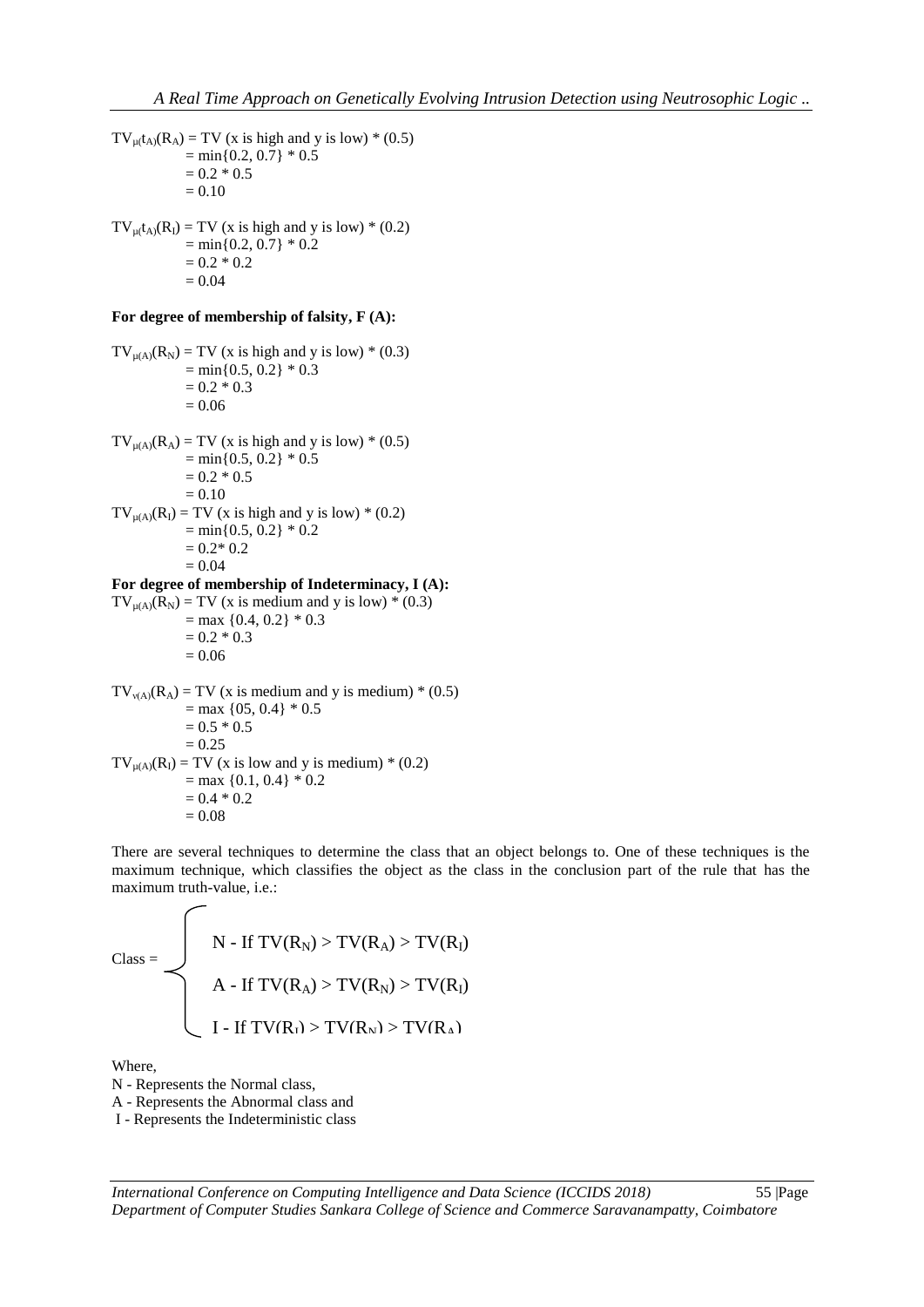$$TV_{\mu(t_A)}(R_A) = TV\ (x \text{ is high and } y \text{ is low}) * (0.5)$$
$$= \min\{0.2, 0.7\} * 0.5$$
$$= 0.2 * 0.5$$
$$= 0.10$$

$$TV_{\mu(t_A)}(R_I) = TV\ (x \text{ is high and } y \text{ is low}) * (0.2)$$
$$= \min\{0.2, 0.7\} * 0.2$$
$$= 0.2 * 0.2$$
$$= 0.04$$

**For degree of membership of falsity, F (A):**

$$TV_{\mu(A)}(R_N) = TV\ (x \text{ is high and } y \text{ is low}) * (0.3)$$
$$= \min\{0.5, 0.2\} * 0.3$$
$$= 0.2 * 0.3$$
$$= 0.06$$

$$TV_{\mu(A)}(R_A) = TV\ (x \text{ is high and } y \text{ is low}) * (0.5)$$
$$= \min\{0.5, 0.2\} * 0.5$$
$$= 0.2 * 0.5$$
$$= 0.10$$

$$TV_{\mu(A)}(R_I) = TV\ (x \text{ is high and } y \text{ is low}) * (0.2)$$
$$= \min\{0.5, 0.2\} * 0.2$$
$$= 0.2 * 0.2$$
$$= 0.04$$

**For degree of membership of Indeterminacy, I (A):**

$$TV_{\mu(A)}(R_N) = TV\ (x \text{ is medium and } y \text{ is low}) * (0.3)$$
$$= \max\ \{0.4, 0.2\} * 0.3$$
$$= 0.2 * 0.3$$
$$= 0.06$$

$$TV_{v(A)}(R_A) = TV\ (x \text{ is medium and } y \text{ is medium}) * (0.5)$$
$$= \max\ \{05, 0.4\} * 0.5$$
$$= 0.5 * 0.5$$
$$= 0.25$$

$$TV_{\mu(A)}(R_I) = TV\ (x \text{ is low and } y \text{ is medium}) * (0.2)$$
$$= \max\ \{0.1, 0.4\} * 0.2$$
$$= 0.4 * 0.2$$
$$= 0.08$$

There are several techniques to determine the class that an object belongs to. One of these techniques is the maximum technique, which classifies the object as the class in the conclusion part of the rule that has the maximum truth-value, i.e.:

$$\text{Class} = \begin{cases} N \text{ - If } TV(R_N) > TV(R_A) > TV(R_I) \\ A \text{ - If } TV(R_A) > TV(R_N) > TV(R_I) \\ I \text{ - If } TV(R_I) > TV(R_N) > TV(R_A) \end{cases}$$

Where,

N - Represents the Normal class,

A - Represents the Abnormal class and

I - Represents the Indeterministic class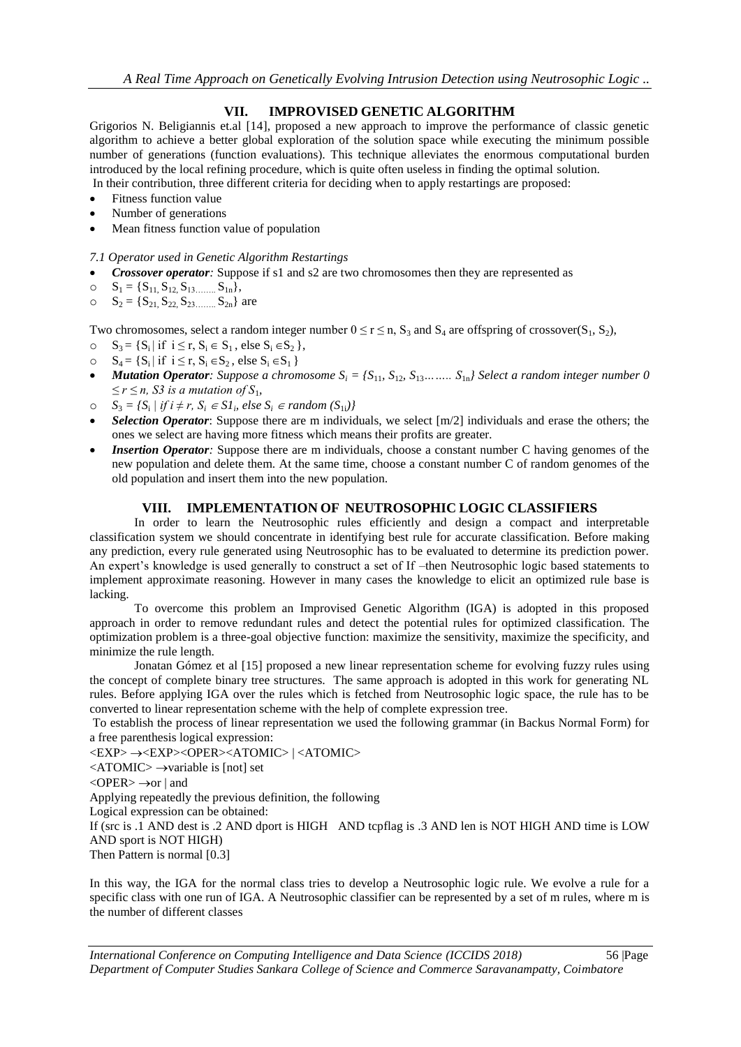## VII. IMPROVISED GENETIC ALGORITHM

Grigorios N. Beligiannis et.al [14], proposed a new approach to improve the performance of classic genetic algorithm to achieve a better global exploration of the solution space while executing the minimum possible number of generations (function evaluations). This technique alleviates the enormous computational burden introduced by the local refining procedure, which is quite often useless in finding the optimal solution.

In their contribution, three different criteria for deciding when to apply restartings are proposed:

- Fitness function value
- Number of generations
- Mean fitness function value of population

*7.1 Operator used in Genetic Algorithm Restartings*

- ***Crossover operator**:* Suppose if s1 and s2 are two chromosomes then they are represented as
  - $S_1 = \{S_{11,} S_{12,} S_{13........} S_{1n}\}$,
  - $S_2 = \{S_{21,} S_{22,} S_{23........} S_{2n}\}$ are

Two chromosomes, select a random integer number $0 \leq r \leq n$, $S_3$ and $S_4$ are offspring of crossover($S_1$, $S_2$),

- $S_3 = \{S_i \mid \text{if } i \leq r, S_i \in S_1, \text{ else } S_i \in S_2\}$,
- $S_4 = \{S_i \mid \text{if } i \leq r, S_i \in S_2, \text{ else } S_i \in S_1\}$
- ***Mutation Operator**: Suppose a chromosome $S_i = \{S_{11}, S_{12}, S_{13}......... S_{1n}\}$ Select a random integer number $0 \leq r \leq n$, S3 is a mutation of $S_1$,*
  - $S_3 = \{S_i \mid \text{if } i \neq r, S_i \in S1_i, \text{ else } S_i \in \text{random } (S_{1i})\}$
- ***Selection Operator***: Suppose there are m individuals, we select [m/2] individuals and erase the others; the ones we select are having more fitness which means their profits are greater.
- ***Insertion Operator**:* Suppose there are m individuals, choose a constant number C having genomes of the new population and delete them. At the same time, choose a constant number C of random genomes of the old population and insert them into the new population.

## VIII. IMPLEMENTATION OF NEUTROSOPHIC LOGIC CLASSIFIERS

In order to learn the Neutrosophic rules efficiently and design a compact and interpretable classification system we should concentrate in identifying best rule for accurate classification. Before making any prediction, every rule generated using Neutrosophic has to be evaluated to determine its prediction power. An expert's knowledge is used generally to construct a set of If –then Neutrosophic logic based statements to implement approximate reasoning. However in many cases the knowledge to elicit an optimized rule base is lacking.

To overcome this problem an Improvised Genetic Algorithm (IGA) is adopted in this proposed approach in order to remove redundant rules and detect the potential rules for optimized classification. The optimization problem is a three-goal objective function: maximize the sensitivity, maximize the specificity, and minimize the rule length.

Jonatan Gómez et al [15] proposed a new linear representation scheme for evolving fuzzy rules using the concept of complete binary tree structures. The same approach is adopted in this work for generating NL rules. Before applying IGA over the rules which is fetched from Neutrosophic logic space, the rule has to be converted to linear representation scheme with the help of complete expression tree.

To establish the process of linear representation we used the following grammar (in Backus Normal Form) for a free parenthesis logical expression:

<EXP> →<EXP><OPER><ATOMIC> | <ATOMIC>

<ATOMIC> →variable is [not] set

<OPER> →or | and

Applying repeatedly the previous definition, the following

Logical expression can be obtained:

If (src is .1 AND dest is .2 AND dport is HIGH AND tcpflag is .3 AND len is NOT HIGH AND time is LOW AND sport is NOT HIGH)

Then Pattern is normal [0.3]

In this way, the IGA for the normal class tries to develop a Neutrosophic logic rule. We evolve a rule for a specific class with one run of IGA. A Neutrosophic classifier can be represented by a set of m rules, where m is the number of different classes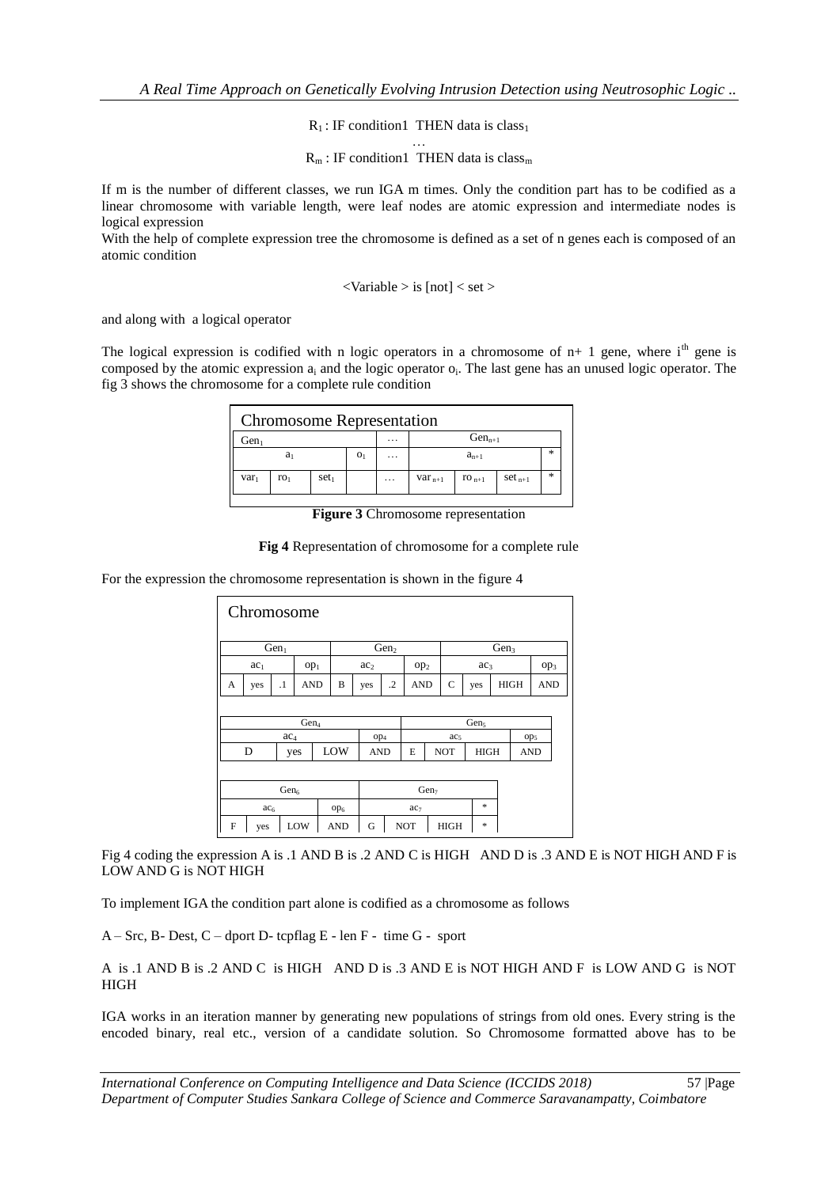$R_1$ : IF condition1 THEN data is $class_1$

…

$R_m$ : IF condition1 THEN data is $class_m$

If m is the number of different classes, we run IGA m times. Only the condition part has to be codified as a linear chromosome with variable length, were leaf nodes are atomic expression and intermediate nodes is logical expression

With the help of complete expression tree the chromosome is defined as a set of n genes each is composed of an atomic condition

<Variable > is [not] < set >

and along with a logical operator

The logical expression is codified with n logic operators in a chromosome of n+ 1 gene, where $i^{th}$ gene is composed by the atomic expression $a_i$ and the logic operator $o_i$. The last gene has an unused logic operator. The fig 3 shows the chromosome for a complete rule condition

| Chromosome Representation | | | | | | | | |
|---|---|---|---|---|---|---|---|---|
| $Gen_1$ | | | | … | $Gen_{n+1}$ | | | |
| $a_1$ | | | $o_1$ | … | $a_{n+1}$ | | | * |
| $var_1$ | $ro_1$ | $set_1$ | | … | $var_{n+1}$ | $ro_{n+1}$ | $set_{n+1}$ | * |

**Figure 3** Chromosome representation

**Fig 4** Representation of chromosome for a complete rule

For the expression the chromosome representation is shown in the figure 4

Chromosome

| $Gen_1$ | | | | $Gen_2$ | | | | $Gen_3$ | | | |
|---|---|---|---|---|---|---|---|---|---|---|---|
| $ac_1$ | | | $op_1$ | $ac_2$ | | | $op_2$ | $ac_3$ | | | $op_3$ |
| A | yes | .1 | AND | B | yes | .2 | AND | C | yes | HIGH | AND |

| $Gen_4$ | | | | $Gen_5$ | | | |
|---|---|---|---|---|---|---|---|
| $ac_4$ | | | $op_4$ | $ac_5$ | | | $op_5$ |
| D | yes | LOW | AND | E | NOT | HIGH | AND |

| $Gen_6$ | | | | $Gen_7$ | | | |
|---|---|---|---|---|---|---|---|
| $ac_6$ | | | $op_6$ | $ac_7$ | | | * |
| F | yes | LOW | AND | G | NOT | HIGH | * |

Fig 4 coding the expression A is .1 AND B is .2 AND C is HIGH AND D is .3 AND E is NOT HIGH AND F is LOW AND G is NOT HIGH

To implement IGA the condition part alone is codified as a chromosome as follows

A – Src, B- Dest, C – dport D- tcpflag E - len F - time G - sport

A is .1 AND B is .2 AND C is HIGH AND D is .3 AND E is NOT HIGH AND F is LOW AND G is NOT HIGH

IGA works in an iteration manner by generating new populations of strings from old ones. Every string is the encoded binary, real etc., version of a candidate solution. So Chromosome formatted above has to be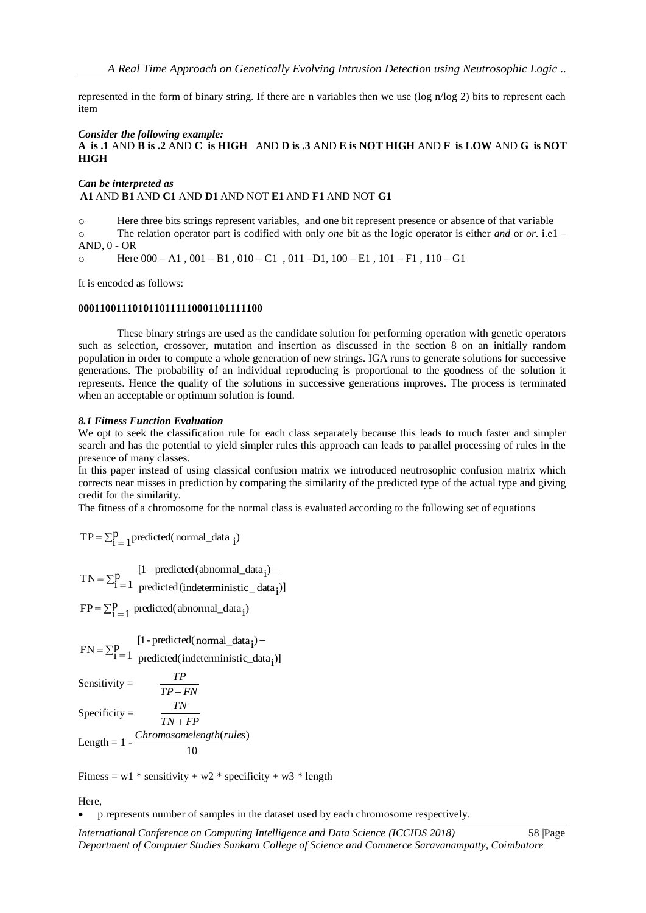represented in the form of binary string. If there are n variables then we use (log n/log 2) bits to represent each item

***Consider the following example:***

**A is .1** AND **B is .2** AND **C is HIGH** AND **D is .3** AND **E is NOT HIGH** AND **F is LOW** AND **G is NOT HIGH**

***Can be interpreted as***

**A1** AND **B1** AND **C1** AND **D1** AND NOT **E1** AND **F1** AND NOT **G1**

- Here three bits strings represent variables, and one bit represent presence or absence of that variable
- The relation operator part is codified with only *one* bit as the logic operator is either *and* or *or*. i.e1 – AND, 0 - OR
- Here 000 – A1 , 001 – B1 , 010 – C1 , 011 –D1, 100 – E1 , 101 – F1 , 110 – G1

It is encoded as follows:

**0001100111010110111110001101111100**

These binary strings are used as the candidate solution for performing operation with genetic operators such as selection, crossover, mutation and insertion as discussed in the section 8 on an initially random population in order to compute a whole generation of new strings. IGA runs to generate solutions for successive generations. The probability of an individual reproducing is proportional to the goodness of the solution it represents. Hence the quality of the solutions in successive generations improves. The process is terminated when an acceptable or optimum solution is found.

### *8.1 Fitness Function Evaluation*

We opt to seek the classification rule for each class separately because this leads to much faster and simpler search and has the potential to yield simpler rules this approach can leads to parallel processing of rules in the presence of many classes.

In this paper instead of using classical confusion matrix we introduced neutrosophic confusion matrix which corrects near misses in prediction by comparing the similarity of the predicted type of the actual type and giving credit for the similarity.

The fitness of a chromosome for the normal class is evaluated according to the following set of equations

$$TP = \sum_{i=1}^{p} \text{predicted}(\text{normal\_data}_i)$$

$$TN = \sum_{i=1}^{p} [1 - \text{predicted}(\text{abnormal\_data}_i) - \text{predicted}(\text{indeterministic\_data}_i)]$$

$$FP = \sum_{i=1}^{p} \text{predicted}(\text{abnormal\_data}_i)$$

$$FN = \sum_{i=1}^{p} [1 - \text{predicted}(\text{normal\_data}_i) - \text{predicted}(\text{indeterministic\_data}_i)]$$

$$\text{Sensitivity} = \frac{TP}{TP + FN}$$

$$\text{Specificity} = \frac{TN}{TN + FP}$$

$$\text{Length} = 1 - \frac{Chromosomelength(rules)}{10}$$

Fitness = w1 * sensitivity + w2 * specificity + w3 * length

Here,

- p represents number of samples in the dataset used by each chromosome respectively.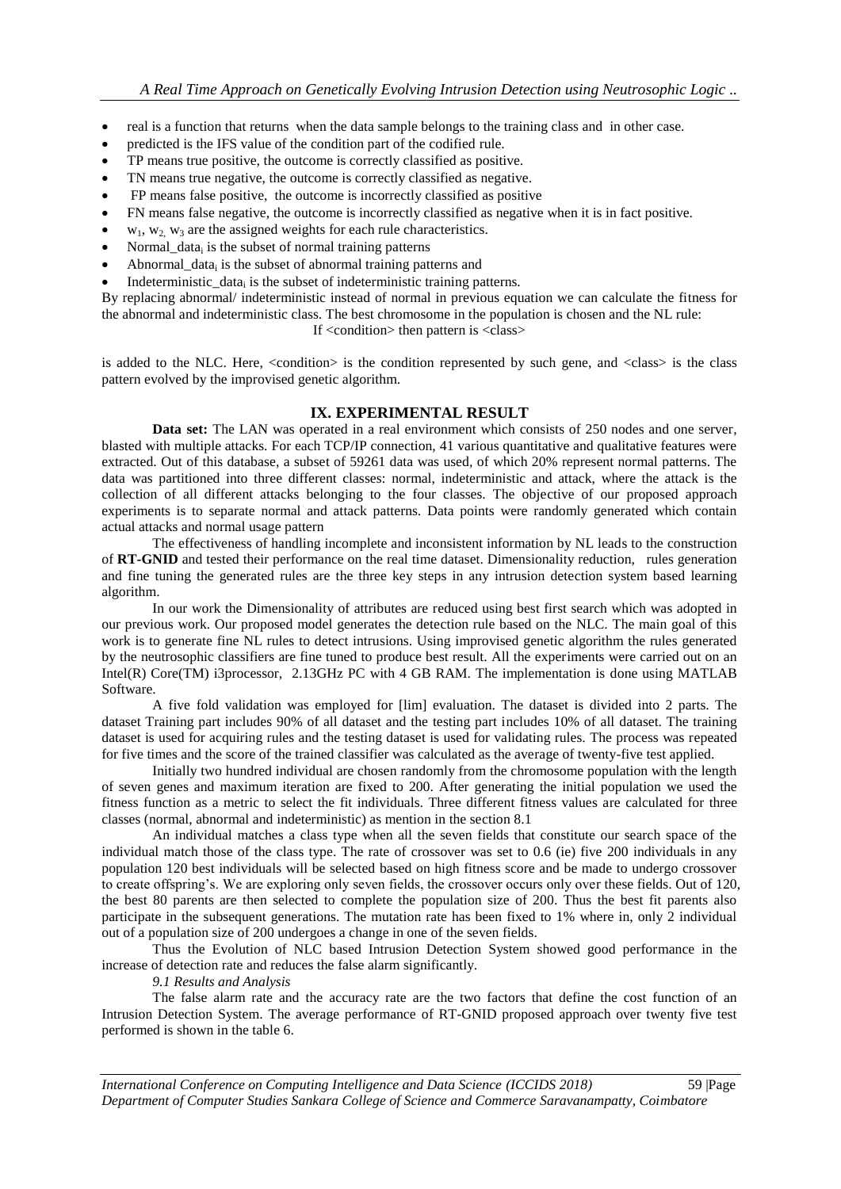- real is a function that returns when the data sample belongs to the training class and in other case.
- predicted is the IFS value of the condition part of the codified rule.
- TP means true positive, the outcome is correctly classified as positive.
- TN means true negative, the outcome is correctly classified as negative.
- FP means false positive, the outcome is incorrectly classified as positive
- FN means false negative, the outcome is incorrectly classified as negative when it is in fact positive.
- $w_1$, $w_2$, $w_3$ are the assigned weights for each rule characteristics.
- $Normal\_data_i$ is the subset of normal training patterns
- $Abnormal\_data_i$ is the subset of abnormal training patterns and
- $Indeterministic\_data_i$ is the subset of indeterministic training patterns.

By replacing abnormal/ indeterministic instead of normal in previous equation we can calculate the fitness for the abnormal and indeterministic class. The best chromosome in the population is chosen and the NL rule:

If <condition> then pattern is <class>

is added to the NLC. Here, <condition> is the condition represented by such gene, and <class> is the class pattern evolved by the improvised genetic algorithm.

## IX. EXPERIMENTAL RESULT

**Data set:** The LAN was operated in a real environment which consists of 250 nodes and one server, blasted with multiple attacks. For each TCP/IP connection, 41 various quantitative and qualitative features were extracted. Out of this database, a subset of 59261 data was used, of which 20% represent normal patterns. The data was partitioned into three different classes: normal, indeterministic and attack, where the attack is the collection of all different attacks belonging to the four classes. The objective of our proposed approach experiments is to separate normal and attack patterns. Data points were randomly generated which contain actual attacks and normal usage pattern

The effectiveness of handling incomplete and inconsistent information by NL leads to the construction of **RT-GNID** and tested their performance on the real time dataset. Dimensionality reduction, rules generation and fine tuning the generated rules are the three key steps in any intrusion detection system based learning algorithm.

In our work the Dimensionality of attributes are reduced using best first search which was adopted in our previous work. Our proposed model generates the detection rule based on the NLC. The main goal of this work is to generate fine NL rules to detect intrusions. Using improvised genetic algorithm the rules generated by the neutrosophic classifiers are fine tuned to produce best result. All the experiments were carried out on an Intel(R) Core(TM) i3processor, 2.13GHz PC with 4 GB RAM. The implementation is done using MATLAB Software.

A five fold validation was employed for [lim] evaluation. The dataset is divided into 2 parts. The dataset Training part includes 90% of all dataset and the testing part includes 10% of all dataset. The training dataset is used for acquiring rules and the testing dataset is used for validating rules. The process was repeated for five times and the score of the trained classifier was calculated as the average of twenty-five test applied.

Initially two hundred individual are chosen randomly from the chromosome population with the length of seven genes and maximum iteration are fixed to 200. After generating the initial population we used the fitness function as a metric to select the fit individuals. Three different fitness values are calculated for three classes (normal, abnormal and indeterministic) as mention in the section 8.1

An individual matches a class type when all the seven fields that constitute our search space of the individual match those of the class type. The rate of crossover was set to 0.6 (ie) five 200 individuals in any population 120 best individuals will be selected based on high fitness score and be made to undergo crossover to create offspring's. We are exploring only seven fields, the crossover occurs only over these fields. Out of 120, the best 80 parents are then selected to complete the population size of 200. Thus the best fit parents also participate in the subsequent generations. The mutation rate has been fixed to 1% where in, only 2 individual out of a population size of 200 undergoes a change in one of the seven fields.

Thus the Evolution of NLC based Intrusion Detection System showed good performance in the increase of detection rate and reduces the false alarm significantly.

### *9.1 Results and Analysis*

The false alarm rate and the accuracy rate are the two factors that define the cost function of an Intrusion Detection System. The average performance of RT-GNID proposed approach over twenty five test performed is shown in the table 6.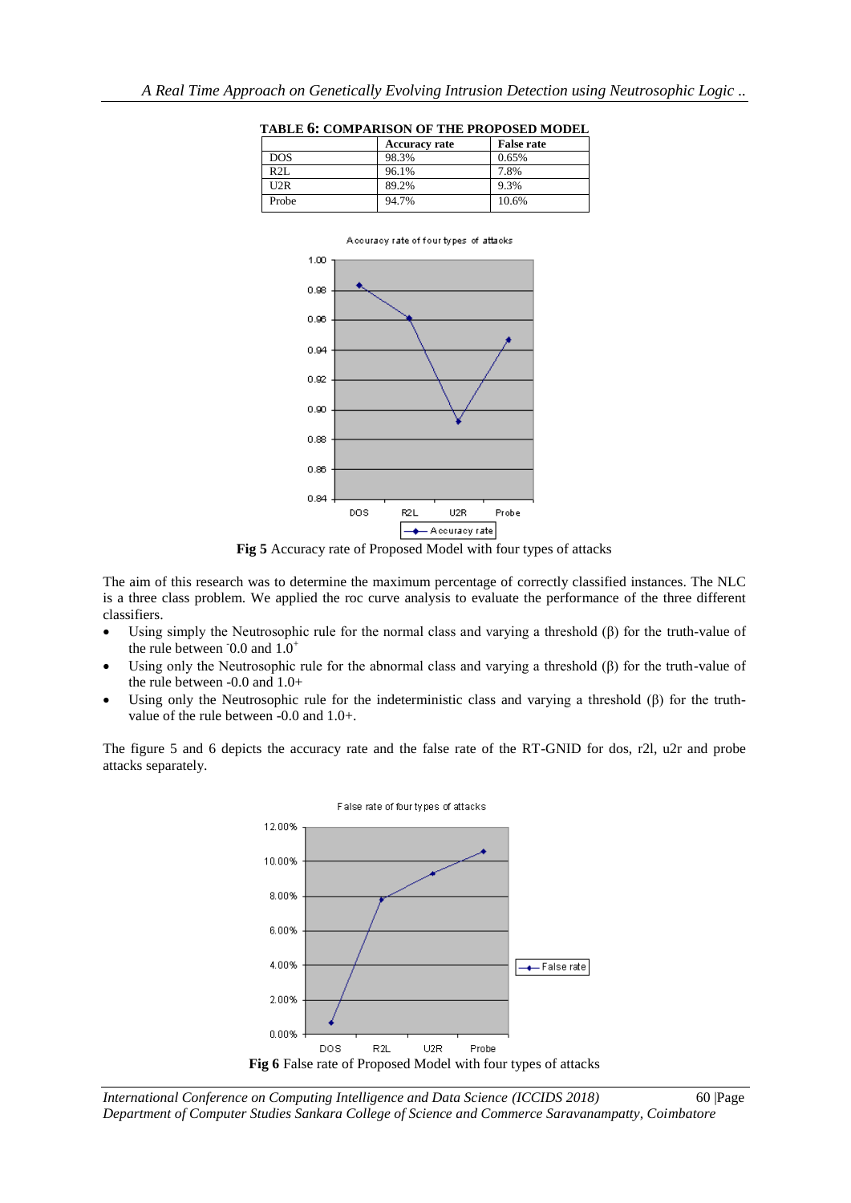**TABLE 6: COMPARISON OF THE PROPOSED MODEL**

| | Accuracy rate | False rate |
|---|---|---|
| DOS | 98.3% | 0.65% |
| R2L | 96.1% | 7.8% |
| U2R | 89.2% | 9.3% |
| Probe | 94.7% | 10.6% |

**Fig 5** Accuracy rate of Proposed Model with four types of attacks

The aim of this research was to determine the maximum percentage of correctly classified instances. The NLC is a three class problem. We applied the roc curve analysis to evaluate the performance of the three different classifiers.

- Using simply the Neutrosophic rule for the normal class and varying a threshold (β) for the truth-value of the rule between $^-0.0$ and $1.0^+$
- Using only the Neutrosophic rule for the abnormal class and varying a threshold (β) for the truth-value of the rule between -0.0 and 1.0+
- Using only the Neutrosophic rule for the indeterministic class and varying a threshold (β) for the truth-value of the rule between -0.0 and 1.0+.

The figure 5 and 6 depicts the accuracy rate and the false rate of the RT-GNID for dos, r2l, u2r and probe attacks separately.

**Fig 6** False rate of Proposed Model with four types of attacks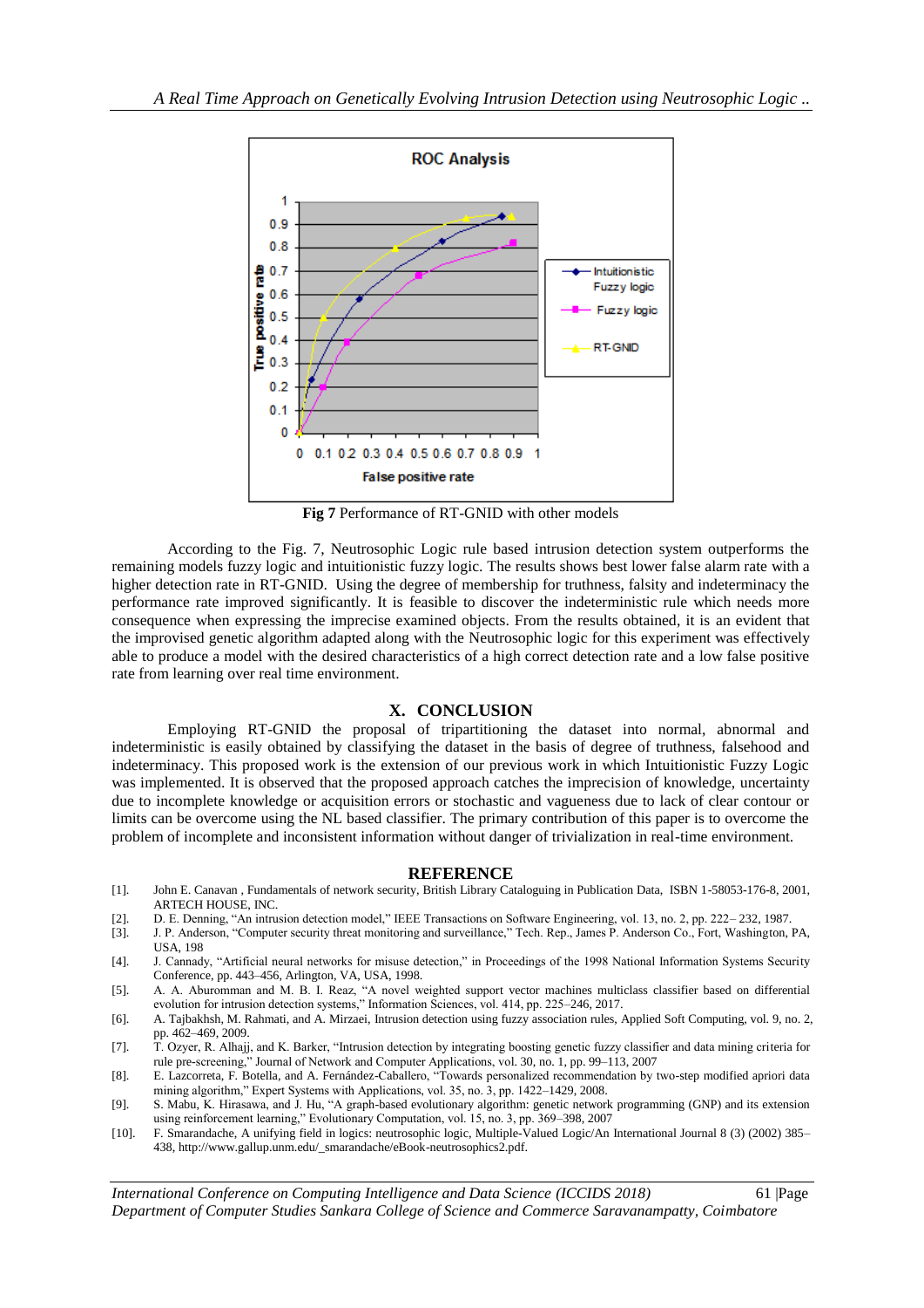Fig 7 Performance of RT-GNID with other models

According to the Fig. 7, Neutrosophic Logic rule based intrusion detection system outperforms the remaining models fuzzy logic and intuitionistic fuzzy logic. The results shows best lower false alarm rate with a higher detection rate in RT-GNID. Using the degree of membership for truthness, falsity and indeterminacy the performance rate improved significantly. It is feasible to discover the indeterministic rule which needs more consequence when expressing the imprecise examined objects. From the results obtained, it is an evident that the improvised genetic algorithm adapted along with the Neutrosophic logic for this experiment was effectively able to produce a model with the desired characteristics of a high correct detection rate and a low false positive rate from learning over real time environment.

## X. CONCLUSION

Employing RT-GNID the proposal of tripartitioning the dataset into normal, abnormal and indeterministic is easily obtained by classifying the dataset in the basis of degree of truthness, falsehood and indeterminacy. This proposed work is the extension of our previous work in which Intuitionistic Fuzzy Logic was implemented. It is observed that the proposed approach catches the imprecision of knowledge, uncertainty due to incomplete knowledge or acquisition errors or stochastic and vagueness due to lack of clear contour or limits can be overcome using the NL based classifier. The primary contribution of this paper is to overcome the problem of incomplete and inconsistent information without danger of trivialization in real-time environment.

## REFERENCE

[1]. John E. Canavan , Fundamentals of network security, British Library Cataloguing in Publication Data, ISBN 1-58053-176-8, 2001, ARTECH HOUSE, INC.

[2]. D. E. Denning, "An intrusion detection model," IEEE Transactions on Software Engineering, vol. 13, no. 2, pp. 222– 232, 1987.

[3]. J. P. Anderson, "Computer security threat monitoring and surveillance," Tech. Rep., James P. Anderson Co., Fort, Washington, PA, USA, 198

[4]. J. Cannady, "Artificial neural networks for misuse detection," in Proceedings of the 1998 National Information Systems Security Conference, pp. 443–456, Arlington, VA, USA, 1998.

[5]. A. A. Aburomman and M. B. I. Reaz, "A novel weighted support vector machines multiclass classifier based on differential evolution for intrusion detection systems," Information Sciences, vol. 414, pp. 225–246, 2017.

[6]. A. Tajbakhsh, M. Rahmati, and A. Mirzaei, Intrusion detection using fuzzy association rules, Applied Soft Computing, vol. 9, no. 2, pp. 462–469, 2009.

[7]. T. Ozyer, R. Alhajj, and K. Barker, "Intrusion detection by integrating boosting genetic fuzzy classifier and data mining criteria for rule pre-screening," Journal of Network and Computer Applications, vol. 30, no. 1, pp. 99–113, 2007

[8]. E. Lazcorreta, F. Botella, and A. Fernández-Caballero, "Towards personalized recommendation by two-step modified apriori data mining algorithm," Expert Systems with Applications, vol. 35, no. 3, pp. 1422–1429, 2008.

[9]. S. Mabu, K. Hirasawa, and J. Hu, "A graph-based evolutionary algorithm: genetic network programming (GNP) and its extension using reinforcement learning," Evolutionary Computation, vol. 15, no. 3, pp. 369–398, 2007

[10]. F. Smarandache, A unifying field in logics: neutrosophic logic, Multiple-Valued Logic/An International Journal 8 (3) (2002) 385–438, http://www.gallup.unm.edu/_smarandache/eBook-neutrosophics2.pdf.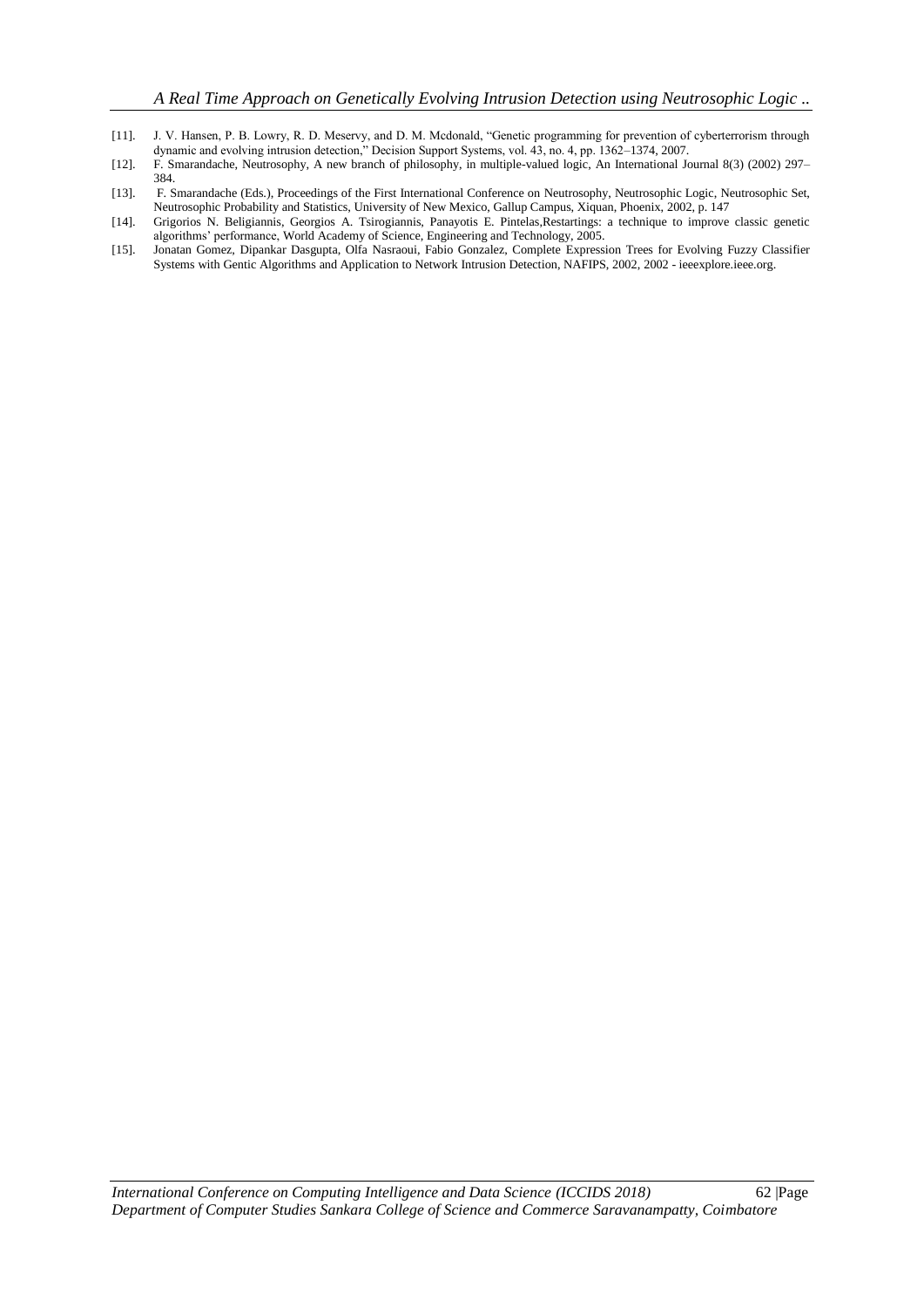[11]. J. V. Hansen, P. B. Lowry, R. D. Meservy, and D. M. Mcdonald, "Genetic programming for prevention of cyberterrorism through dynamic and evolving intrusion detection," Decision Support Systems, vol. 43, no. 4, pp. 1362–1374, 2007.

[12]. F. Smarandache, Neutrosophy, A new branch of philosophy, in multiple-valued logic, An International Journal 8(3) (2002) 297–384.

[13]. F. Smarandache (Eds.), Proceedings of the First International Conference on Neutrosophy, Neutrosophic Logic, Neutrosophic Set, Neutrosophic Probability and Statistics, University of New Mexico, Gallup Campus, Xiquan, Phoenix, 2002, p. 147

[14]. Grigorios N. Beligiannis, Georgios A. Tsirogiannis, Panayotis E. Pintelas,Restartings: a technique to improve classic genetic algorithms' performance, World Academy of Science, Engineering and Technology, 2005.

[15]. Jonatan Gomez, Dipankar Dasgupta, Olfa Nasraoui, Fabio Gonzalez, Complete Expression Trees for Evolving Fuzzy Classifier Systems with Gentic Algorithms and Application to Network Intrusion Detection, NAFIPS, 2002, 2002 - ieeexplore.ieee.org.